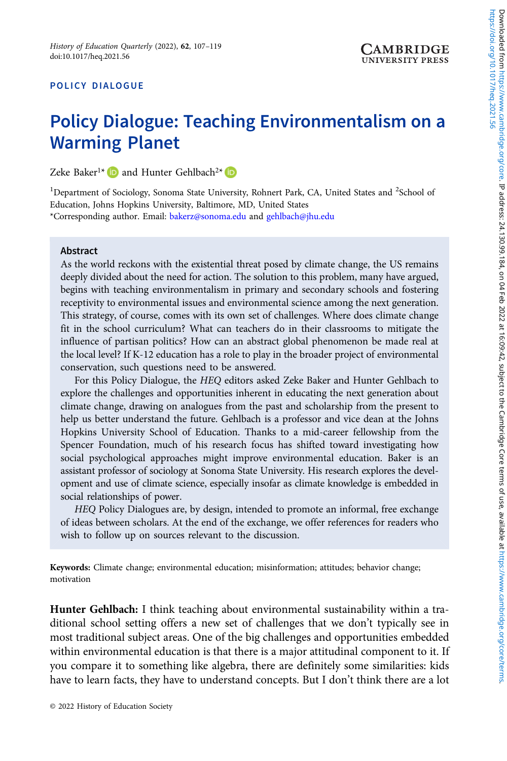POLICY DIALOGUE

# Policy Dialogue: Teaching Environmentalism on a Warming Planet

Zeke Baker[1]* and Hunter Gehlbach[2]*

[1]Department of Sociology, Sonoma State University, Rohnert Park, CA, United States and [2]School of Education, Johns Hopkins University, Baltimore, MD, United States
*Corresponding author. Email: bakerz@sonoma.edu and gehlbach@jhu.edu

## Abstract

As the world reckons with the existential threat posed by climate change, the US remains deeply divided about the need for action. The solution to this problem, many have argued, begins with teaching environmentalism in primary and secondary schools and fostering receptivity to environmental issues and environmental science among the next generation. This strategy, of course, comes with its own set of challenges. Where does climate change fit in the school curriculum? What can teachers do in their classrooms to mitigate the influence of partisan politics? How can an abstract global phenomenon be made real at the local level? If K-12 education has a role to play in the broader project of environmental conservation, such questions need to be answered.

For this Policy Dialogue, the *HEQ* editors asked Zeke Baker and Hunter Gehlbach to explore the challenges and opportunities inherent in educating the next generation about climate change, drawing on analogues from the past and scholarship from the present to help us better understand the future. Gehlbach is a professor and vice dean at the Johns Hopkins University School of Education. Thanks to a mid-career fellowship from the Spencer Foundation, much of his research focus has shifted toward investigating how social psychological approaches might improve environmental education. Baker is an assistant professor of sociology at Sonoma State University. His research explores the development and use of climate science, especially insofar as climate knowledge is embedded in social relationships of power.

*HEQ* Policy Dialogues are, by design, intended to promote an informal, free exchange of ideas between scholars. At the end of the exchange, we offer references for readers who wish to follow up on sources relevant to the discussion.

**Keywords:** Climate change; environmental education; misinformation; attitudes; behavior change; motivation

**Hunter Gehlbach:** I think teaching about environmental sustainability within a traditional school setting offers a new set of challenges that we don't typically see in most traditional subject areas. One of the big challenges and opportunities embedded within environmental education is that there is a major attitudinal component to it. If you compare it to something like algebra, there are definitely some similarities: kids have to learn facts, they have to understand concepts. But I don't think there are a lot

© 2022 History of Education Society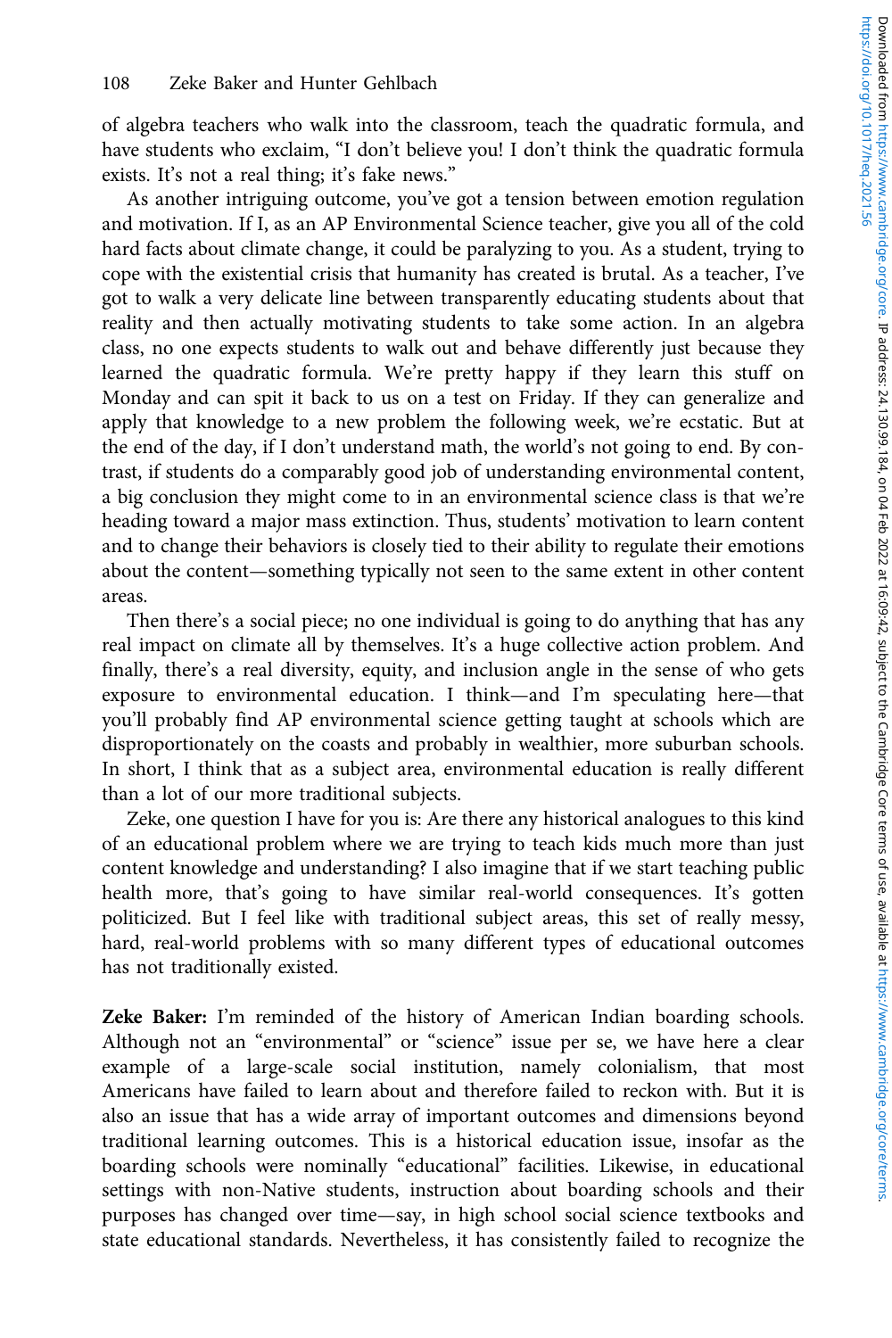of algebra teachers who walk into the classroom, teach the quadratic formula, and have students who exclaim, "I don't believe you! I don't think the quadratic formula exists. It's not a real thing; it's fake news."

As another intriguing outcome, you've got a tension between emotion regulation and motivation. If I, as an AP Environmental Science teacher, give you all of the cold hard facts about climate change, it could be paralyzing to you. As a student, trying to cope with the existential crisis that humanity has created is brutal. As a teacher, I've got to walk a very delicate line between transparently educating students about that reality and then actually motivating students to take some action. In an algebra class, no one expects students to walk out and behave differently just because they learned the quadratic formula. We're pretty happy if they learn this stuff on Monday and can spit it back to us on a test on Friday. If they can generalize and apply that knowledge to a new problem the following week, we're ecstatic. But at the end of the day, if I don't understand math, the world's not going to end. By contrast, if students do a comparably good job of understanding environmental content, a big conclusion they might come to in an environmental science class is that we're heading toward a major mass extinction. Thus, students' motivation to learn content and to change their behaviors is closely tied to their ability to regulate their emotions about the content—something typically not seen to the same extent in other content areas.

Then there's a social piece; no one individual is going to do anything that has any real impact on climate all by themselves. It's a huge collective action problem. And finally, there's a real diversity, equity, and inclusion angle in the sense of who gets exposure to environmental education. I think—and I'm speculating here—that you'll probably find AP environmental science getting taught at schools which are disproportionately on the coasts and probably in wealthier, more suburban schools. In short, I think that as a subject area, environmental education is really different than a lot of our more traditional subjects.

Zeke, one question I have for you is: Are there any historical analogues to this kind of an educational problem where we are trying to teach kids much more than just content knowledge and understanding? I also imagine that if we start teaching public health more, that's going to have similar real-world consequences. It's gotten politicized. But I feel like with traditional subject areas, this set of really messy, hard, real-world problems with so many different types of educational outcomes has not traditionally existed.

**Zeke Baker:** I'm reminded of the history of American Indian boarding schools. Although not an "environmental" or "science" issue per se, we have here a clear example of a large-scale social institution, namely colonialism, that most Americans have failed to learn about and therefore failed to reckon with. But it is also an issue that has a wide array of important outcomes and dimensions beyond traditional learning outcomes. This is a historical education issue, insofar as the boarding schools were nominally "educational" facilities. Likewise, in educational settings with non-Native students, instruction about boarding schools and their purposes has changed over time—say, in high school social science textbooks and state educational standards. Nevertheless, it has consistently failed to recognize the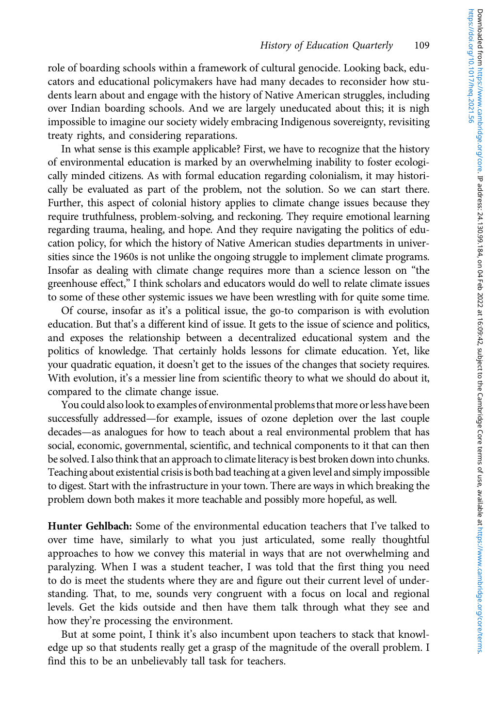role of boarding schools within a framework of cultural genocide. Looking back, educators and educational policymakers have had many decades to reconsider how students learn about and engage with the history of Native American struggles, including over Indian boarding schools. And we are largely uneducated about this; it is nigh impossible to imagine our society widely embracing Indigenous sovereignty, revisiting treaty rights, and considering reparations.

In what sense is this example applicable? First, we have to recognize that the history of environmental education is marked by an overwhelming inability to foster ecologically minded citizens. As with formal education regarding colonialism, it may historically be evaluated as part of the problem, not the solution. So we can start there. Further, this aspect of colonial history applies to climate change issues because they require truthfulness, problem-solving, and reckoning. They require emotional learning regarding trauma, healing, and hope. And they require navigating the politics of education policy, for which the history of Native American studies departments in universities since the 1960s is not unlike the ongoing struggle to implement climate programs. Insofar as dealing with climate change requires more than a science lesson on "the greenhouse effect," I think scholars and educators would do well to relate climate issues to some of these other systemic issues we have been wrestling with for quite some time.

Of course, insofar as it's a political issue, the go-to comparison is with evolution education. But that's a different kind of issue. It gets to the issue of science and politics, and exposes the relationship between a decentralized educational system and the politics of knowledge. That certainly holds lessons for climate education. Yet, like your quadratic equation, it doesn't get to the issues of the changes that society requires. With evolution, it's a messier line from scientific theory to what we should do about it, compared to the climate change issue.

You could also look to examples of environmental problems that more or less have been successfully addressed—for example, issues of ozone depletion over the last couple decades—as analogues for how to teach about a real environmental problem that has social, economic, governmental, scientific, and technical components to it that can then be solved. I also think that an approach to climate literacy is best broken down into chunks. Teaching about existential crisis is both bad teaching at a given level and simply impossible to digest. Start with the infrastructure in your town. There are ways in which breaking the problem down both makes it more teachable and possibly more hopeful, as well.

**Hunter Gehlbach:** Some of the environmental education teachers that I've talked to over time have, similarly to what you just articulated, some really thoughtful approaches to how we convey this material in ways that are not overwhelming and paralyzing. When I was a student teacher, I was told that the first thing you need to do is meet the students where they are and figure out their current level of understanding. That, to me, sounds very congruent with a focus on local and regional levels. Get the kids outside and then have them talk through what they see and how they're processing the environment.

But at some point, I think it's also incumbent upon teachers to stack that knowledge up so that students really get a grasp of the magnitude of the overall problem. I find this to be an unbelievably tall task for teachers.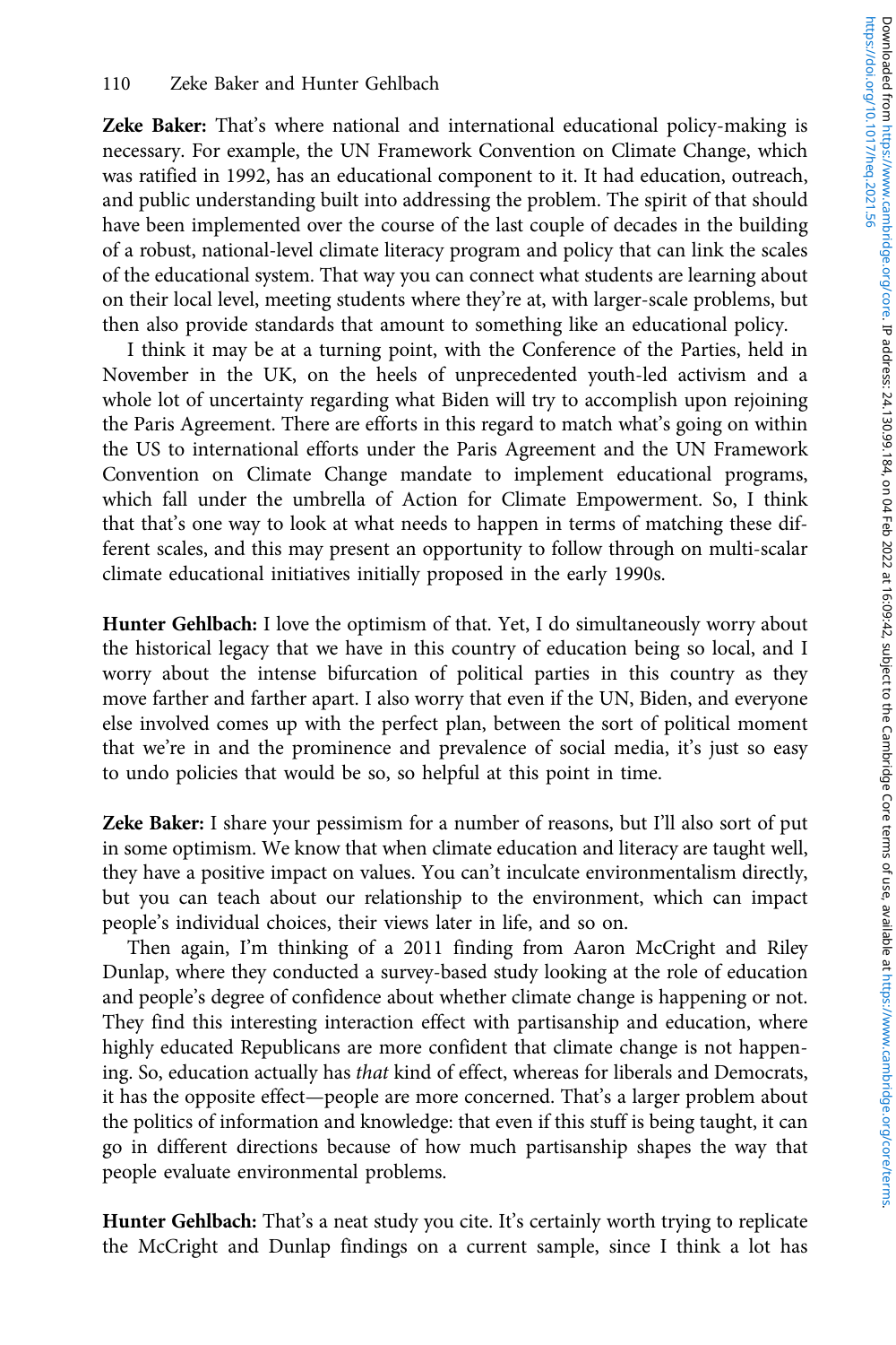**Zeke Baker:** That's where national and international educational policy-making is necessary. For example, the UN Framework Convention on Climate Change, which was ratified in 1992, has an educational component to it. It had education, outreach, and public understanding built into addressing the problem. The spirit of that should have been implemented over the course of the last couple of decades in the building of a robust, national-level climate literacy program and policy that can link the scales of the educational system. That way you can connect what students are learning about on their local level, meeting students where they're at, with larger-scale problems, but then also provide standards that amount to something like an educational policy.

I think it may be at a turning point, with the Conference of the Parties, held in November in the UK, on the heels of unprecedented youth-led activism and a whole lot of uncertainty regarding what Biden will try to accomplish upon rejoining the Paris Agreement. There are efforts in this regard to match what's going on within the US to international efforts under the Paris Agreement and the UN Framework Convention on Climate Change mandate to implement educational programs, which fall under the umbrella of Action for Climate Empowerment. So, I think that that's one way to look at what needs to happen in terms of matching these different scales, and this may present an opportunity to follow through on multi-scalar climate educational initiatives initially proposed in the early 1990s.

**Hunter Gehlbach:** I love the optimism of that. Yet, I do simultaneously worry about the historical legacy that we have in this country of education being so local, and I worry about the intense bifurcation of political parties in this country as they move farther and farther apart. I also worry that even if the UN, Biden, and everyone else involved comes up with the perfect plan, between the sort of political moment that we're in and the prominence and prevalence of social media, it's just so easy to undo policies that would be so, so helpful at this point in time.

**Zeke Baker:** I share your pessimism for a number of reasons, but I'll also sort of put in some optimism. We know that when climate education and literacy are taught well, they have a positive impact on values. You can't inculcate environmentalism directly, but you can teach about our relationship to the environment, which can impact people's individual choices, their views later in life, and so on.

Then again, I'm thinking of a 2011 finding from Aaron McCright and Riley Dunlap, where they conducted a survey-based study looking at the role of education and people's degree of confidence about whether climate change is happening or not. They find this interesting interaction effect with partisanship and education, where highly educated Republicans are more confident that climate change is not happening. So, education actually has *that* kind of effect, whereas for liberals and Democrats, it has the opposite effect—people are more concerned. That's a larger problem about the politics of information and knowledge: that even if this stuff is being taught, it can go in different directions because of how much partisanship shapes the way that people evaluate environmental problems.

**Hunter Gehlbach:** That's a neat study you cite. It's certainly worth trying to replicate the McCright and Dunlap findings on a current sample, since I think a lot has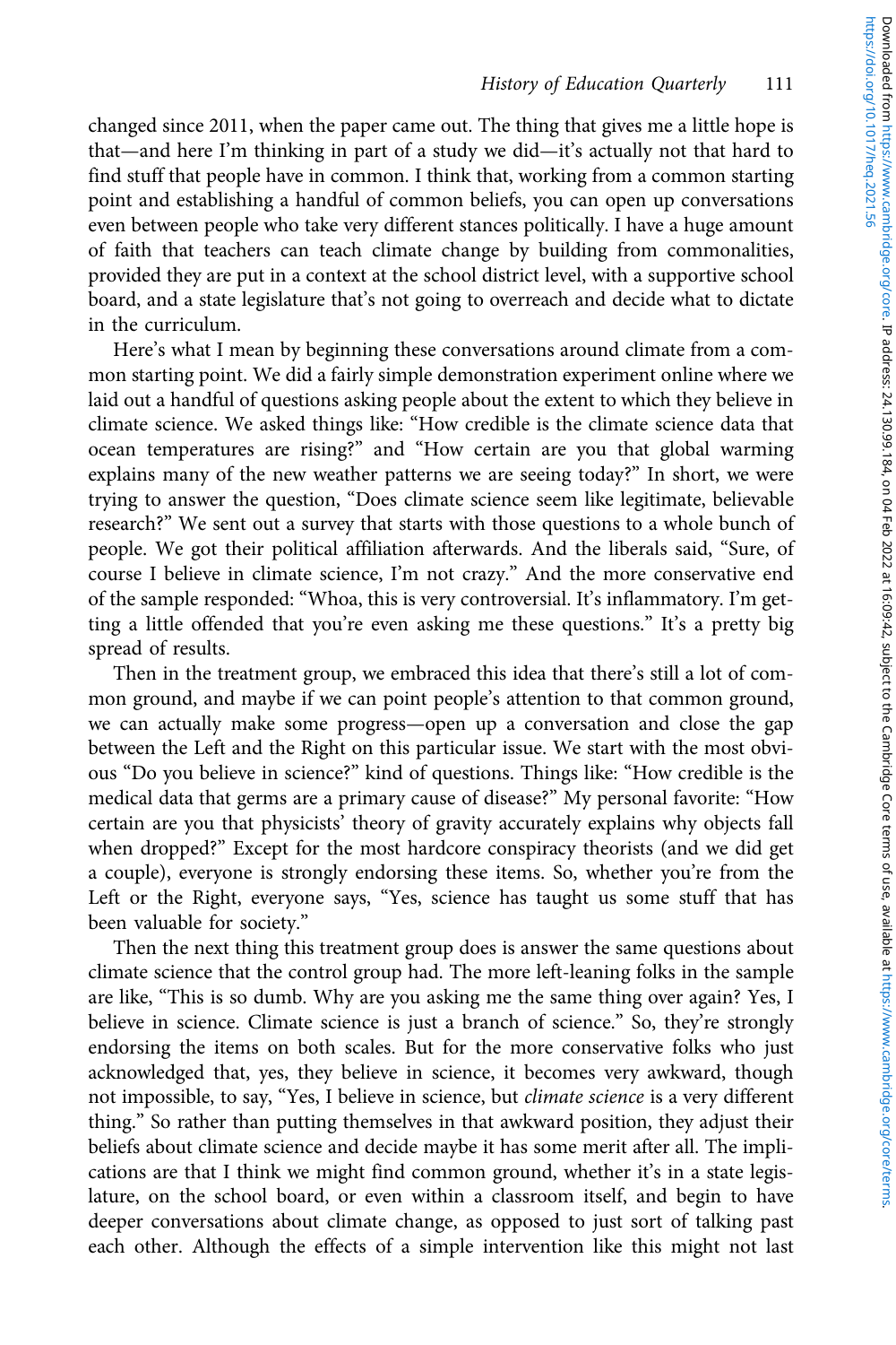changed since 2011, when the paper came out. The thing that gives me a little hope is that—and here I'm thinking in part of a study we did—it's actually not that hard to find stuff that people have in common. I think that, working from a common starting point and establishing a handful of common beliefs, you can open up conversations even between people who take very different stances politically. I have a huge amount of faith that teachers can teach climate change by building from commonalities, provided they are put in a context at the school district level, with a supportive school board, and a state legislature that's not going to overreach and decide what to dictate in the curriculum.

Here's what I mean by beginning these conversations around climate from a common starting point. We did a fairly simple demonstration experiment online where we laid out a handful of questions asking people about the extent to which they believe in climate science. We asked things like: "How credible is the climate science data that ocean temperatures are rising?" and "How certain are you that global warming explains many of the new weather patterns we are seeing today?" In short, we were trying to answer the question, "Does climate science seem like legitimate, believable research?" We sent out a survey that starts with those questions to a whole bunch of people. We got their political affiliation afterwards. And the liberals said, "Sure, of course I believe in climate science, I'm not crazy." And the more conservative end of the sample responded: "Whoa, this is very controversial. It's inflammatory. I'm getting a little offended that you're even asking me these questions." It's a pretty big spread of results.

Then in the treatment group, we embraced this idea that there's still a lot of common ground, and maybe if we can point people's attention to that common ground, we can actually make some progress—open up a conversation and close the gap between the Left and the Right on this particular issue. We start with the most obvious "Do you believe in science?" kind of questions. Things like: "How credible is the medical data that germs are a primary cause of disease?" My personal favorite: "How certain are you that physicists' theory of gravity accurately explains why objects fall when dropped?" Except for the most hardcore conspiracy theorists (and we did get a couple), everyone is strongly endorsing these items. So, whether you're from the Left or the Right, everyone says, "Yes, science has taught us some stuff that has been valuable for society."

Then the next thing this treatment group does is answer the same questions about climate science that the control group had. The more left-leaning folks in the sample are like, "This is so dumb. Why are you asking me the same thing over again? Yes, I believe in science. Climate science is just a branch of science." So, they're strongly endorsing the items on both scales. But for the more conservative folks who just acknowledged that, yes, they believe in science, it becomes very awkward, though not impossible, to say, "Yes, I believe in science, but *climate science* is a very different thing." So rather than putting themselves in that awkward position, they adjust their beliefs about climate science and decide maybe it has some merit after all. The implications are that I think we might find common ground, whether it's in a state legislature, on the school board, or even within a classroom itself, and begin to have deeper conversations about climate change, as opposed to just sort of talking past each other. Although the effects of a simple intervention like this might not last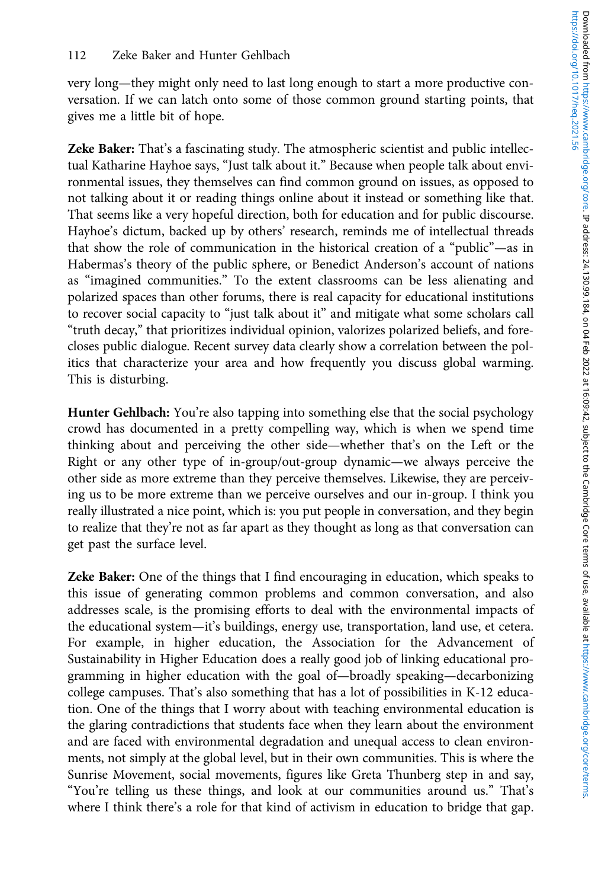very long—they might only need to last long enough to start a more productive conversation. If we can latch onto some of those common ground starting points, that gives me a little bit of hope.

**Zeke Baker:** That's a fascinating study. The atmospheric scientist and public intellectual Katharine Hayhoe says, "Just talk about it." Because when people talk about environmental issues, they themselves can find common ground on issues, as opposed to not talking about it or reading things online about it instead or something like that. That seems like a very hopeful direction, both for education and for public discourse. Hayhoe's dictum, backed up by others' research, reminds me of intellectual threads that show the role of communication in the historical creation of a "public"—as in Habermas's theory of the public sphere, or Benedict Anderson's account of nations as "imagined communities." To the extent classrooms can be less alienating and polarized spaces than other forums, there is real capacity for educational institutions to recover social capacity to "just talk about it" and mitigate what some scholars call "truth decay," that prioritizes individual opinion, valorizes polarized beliefs, and forecloses public dialogue. Recent survey data clearly show a correlation between the politics that characterize your area and how frequently you discuss global warming. This is disturbing.

**Hunter Gehlbach:** You're also tapping into something else that the social psychology crowd has documented in a pretty compelling way, which is when we spend time thinking about and perceiving the other side—whether that's on the Left or the Right or any other type of in-group/out-group dynamic—we always perceive the other side as more extreme than they perceive themselves. Likewise, they are perceiving us to be more extreme than we perceive ourselves and our in-group. I think you really illustrated a nice point, which is: you put people in conversation, and they begin to realize that they're not as far apart as they thought as long as that conversation can get past the surface level.

**Zeke Baker:** One of the things that I find encouraging in education, which speaks to this issue of generating common problems and common conversation, and also addresses scale, is the promising efforts to deal with the environmental impacts of the educational system—it's buildings, energy use, transportation, land use, et cetera. For example, in higher education, the Association for the Advancement of Sustainability in Higher Education does a really good job of linking educational programming in higher education with the goal of—broadly speaking—decarbonizing college campuses. That's also something that has a lot of possibilities in K-12 education. One of the things that I worry about with teaching environmental education is the glaring contradictions that students face when they learn about the environment and are faced with environmental degradation and unequal access to clean environments, not simply at the global level, but in their own communities. This is where the Sunrise Movement, social movements, figures like Greta Thunberg step in and say, "You're telling us these things, and look at our communities around us." That's where I think there's a role for that kind of activism in education to bridge that gap.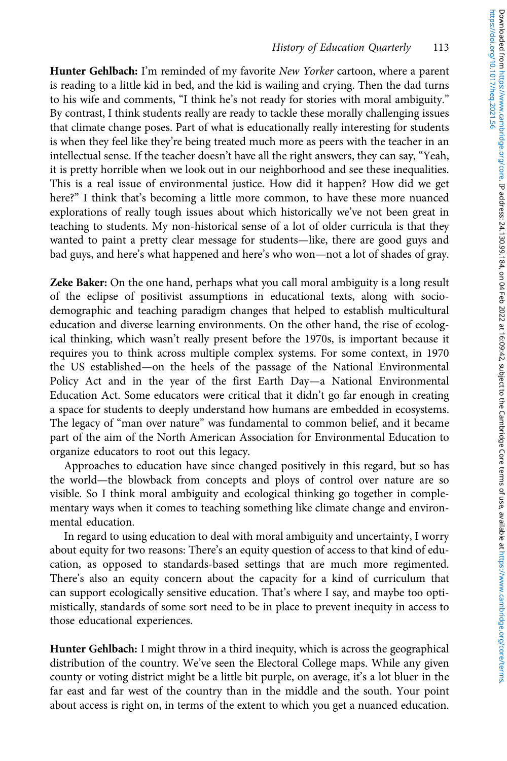**Hunter Gehlbach:** I'm reminded of my favorite *New Yorker* cartoon, where a parent is reading to a little kid in bed, and the kid is wailing and crying. Then the dad turns to his wife and comments, "I think he's not ready for stories with moral ambiguity." By contrast, I think students really are ready to tackle these morally challenging issues that climate change poses. Part of what is educationally really interesting for students is when they feel like they're being treated much more as peers with the teacher in an intellectual sense. If the teacher doesn't have all the right answers, they can say, "Yeah, it is pretty horrible when we look out in our neighborhood and see these inequalities. This is a real issue of environmental justice. How did it happen? How did we get here?" I think that's becoming a little more common, to have these more nuanced explorations of really tough issues about which historically we've not been great in teaching to students. My non-historical sense of a lot of older curricula is that they wanted to paint a pretty clear message for students—like, there are good guys and bad guys, and here's what happened and here's who won—not a lot of shades of gray.

**Zeke Baker:** On the one hand, perhaps what you call moral ambiguity is a long result of the eclipse of positivist assumptions in educational texts, along with socio-demographic and teaching paradigm changes that helped to establish multicultural education and diverse learning environments. On the other hand, the rise of ecological thinking, which wasn't really present before the 1970s, is important because it requires you to think across multiple complex systems. For some context, in 1970 the US established—on the heels of the passage of the National Environmental Policy Act and in the year of the first Earth Day—a National Environmental Education Act. Some educators were critical that it didn't go far enough in creating a space for students to deeply understand how humans are embedded in ecosystems. The legacy of "man over nature" was fundamental to common belief, and it became part of the aim of the North American Association for Environmental Education to organize educators to root out this legacy.

Approaches to education have since changed positively in this regard, but so has the world—the blowback from concepts and ploys of control over nature are so visible. So I think moral ambiguity and ecological thinking go together in complementary ways when it comes to teaching something like climate change and environmental education.

In regard to using education to deal with moral ambiguity and uncertainty, I worry about equity for two reasons: There's an equity question of access to that kind of education, as opposed to standards-based settings that are much more regimented. There's also an equity concern about the capacity for a kind of curriculum that can support ecologically sensitive education. That's where I say, and maybe too optimistically, standards of some sort need to be in place to prevent inequity in access to those educational experiences.

**Hunter Gehlbach:** I might throw in a third inequity, which is across the geographical distribution of the country. We've seen the Electoral College maps. While any given county or voting district might be a little bit purple, on average, it's a lot bluer in the far east and far west of the country than in the middle and the south. Your point about access is right on, in terms of the extent to which you get a nuanced education.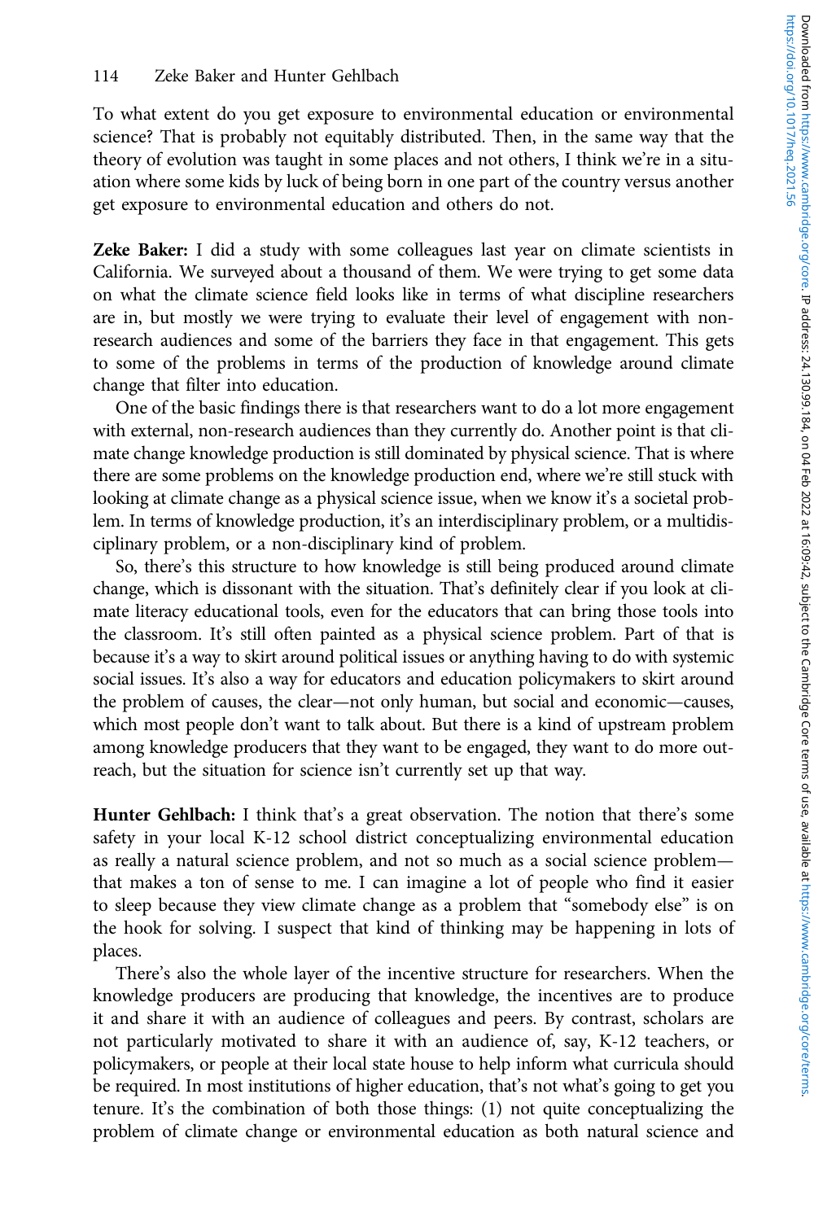To what extent do you get exposure to environmental education or environmental science? That is probably not equitably distributed. Then, in the same way that the theory of evolution was taught in some places and not others, I think we're in a situation where some kids by luck of being born in one part of the country versus another get exposure to environmental education and others do not.

**Zeke Baker:** I did a study with some colleagues last year on climate scientists in California. We surveyed about a thousand of them. We were trying to get some data on what the climate science field looks like in terms of what discipline researchers are in, but mostly we were trying to evaluate their level of engagement with non-research audiences and some of the barriers they face in that engagement. This gets to some of the problems in terms of the production of knowledge around climate change that filter into education.

One of the basic findings there is that researchers want to do a lot more engagement with external, non-research audiences than they currently do. Another point is that climate change knowledge production is still dominated by physical science. That is where there are some problems on the knowledge production end, where we're still stuck with looking at climate change as a physical science issue, when we know it's a societal problem. In terms of knowledge production, it's an interdisciplinary problem, or a multidisciplinary problem, or a non-disciplinary kind of problem.

So, there's this structure to how knowledge is still being produced around climate change, which is dissonant with the situation. That's definitely clear if you look at climate literacy educational tools, even for the educators that can bring those tools into the classroom. It's still often painted as a physical science problem. Part of that is because it's a way to skirt around political issues or anything having to do with systemic social issues. It's also a way for educators and education policymakers to skirt around the problem of causes, the clear—not only human, but social and economic—causes, which most people don't want to talk about. But there is a kind of upstream problem among knowledge producers that they want to be engaged, they want to do more outreach, but the situation for science isn't currently set up that way.

**Hunter Gehlbach:** I think that's a great observation. The notion that there's some safety in your local K-12 school district conceptualizing environmental education as really a natural science problem, and not so much as a social science problem—that makes a ton of sense to me. I can imagine a lot of people who find it easier to sleep because they view climate change as a problem that "somebody else" is on the hook for solving. I suspect that kind of thinking may be happening in lots of places.

There's also the whole layer of the incentive structure for researchers. When the knowledge producers are producing that knowledge, the incentives are to produce it and share it with an audience of colleagues and peers. By contrast, scholars are not particularly motivated to share it with an audience of, say, K-12 teachers, or policymakers, or people at their local state house to help inform what curricula should be required. In most institutions of higher education, that's not what's going to get you tenure. It's the combination of both those things: (1) not quite conceptualizing the problem of climate change or environmental education as both natural science and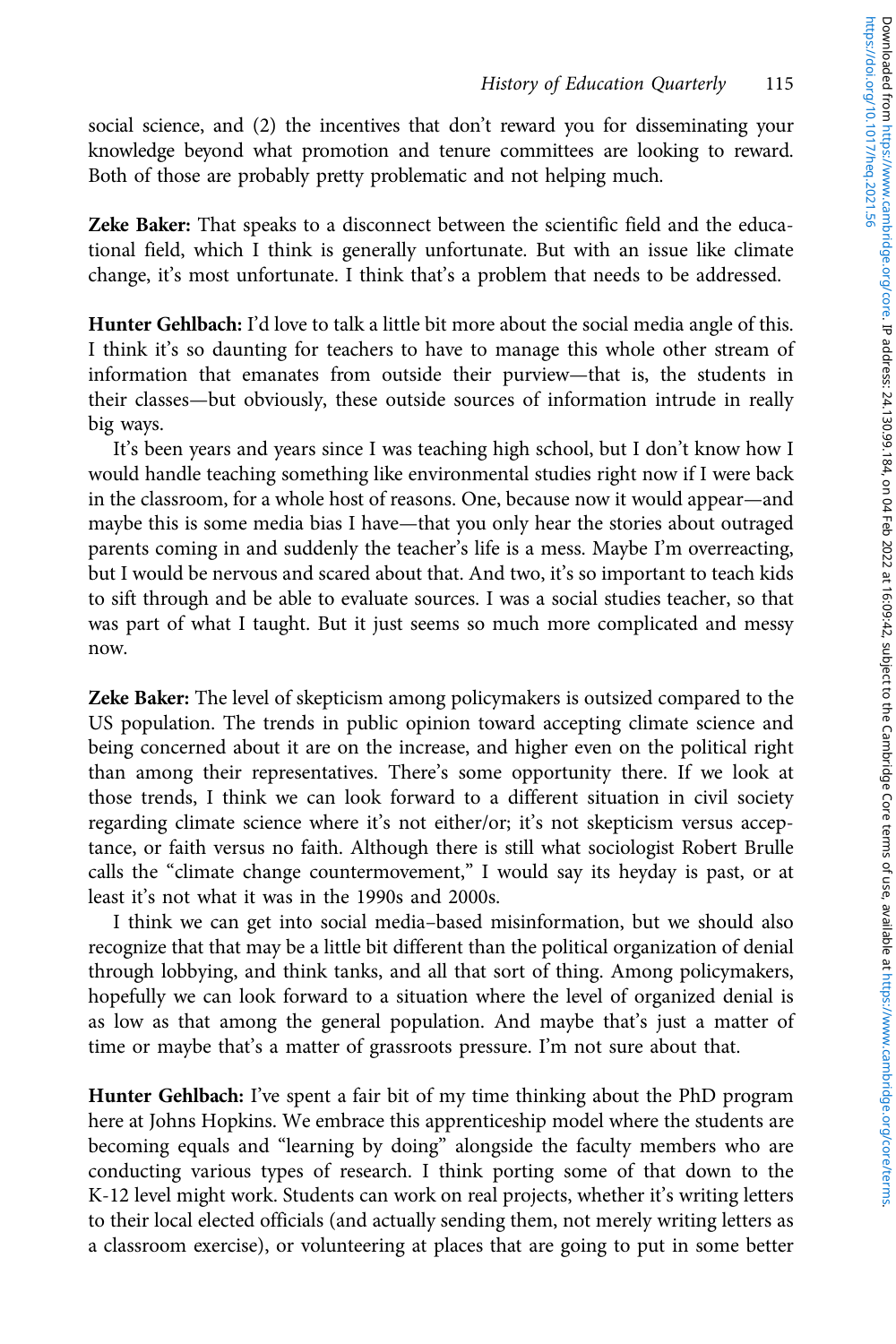social science, and (2) the incentives that don't reward you for disseminating your knowledge beyond what promotion and tenure committees are looking to reward. Both of those are probably pretty problematic and not helping much.

**Zeke Baker:** That speaks to a disconnect between the scientific field and the educational field, which I think is generally unfortunate. But with an issue like climate change, it's most unfortunate. I think that's a problem that needs to be addressed.

**Hunter Gehlbach:** I'd love to talk a little bit more about the social media angle of this. I think it's so daunting for teachers to have to manage this whole other stream of information that emanates from outside their purview—that is, the students in their classes—but obviously, these outside sources of information intrude in really big ways.

It's been years and years since I was teaching high school, but I don't know how I would handle teaching something like environmental studies right now if I were back in the classroom, for a whole host of reasons. One, because now it would appear—and maybe this is some media bias I have—that you only hear the stories about outraged parents coming in and suddenly the teacher's life is a mess. Maybe I'm overreacting, but I would be nervous and scared about that. And two, it's so important to teach kids to sift through and be able to evaluate sources. I was a social studies teacher, so that was part of what I taught. But it just seems so much more complicated and messy now.

**Zeke Baker:** The level of skepticism among policymakers is outsized compared to the US population. The trends in public opinion toward accepting climate science and being concerned about it are on the increase, and higher even on the political right than among their representatives. There's some opportunity there. If we look at those trends, I think we can look forward to a different situation in civil society regarding climate science where it's not either/or; it's not skepticism versus acceptance, or faith versus no faith. Although there is still what sociologist Robert Brulle calls the "climate change countermovement," I would say its heyday is past, or at least it's not what it was in the 1990s and 2000s.

I think we can get into social media–based misinformation, but we should also recognize that that may be a little bit different than the political organization of denial through lobbying, and think tanks, and all that sort of thing. Among policymakers, hopefully we can look forward to a situation where the level of organized denial is as low as that among the general population. And maybe that's just a matter of time or maybe that's a matter of grassroots pressure. I'm not sure about that.

**Hunter Gehlbach:** I've spent a fair bit of my time thinking about the PhD program here at Johns Hopkins. We embrace this apprenticeship model where the students are becoming equals and "learning by doing" alongside the faculty members who are conducting various types of research. I think porting some of that down to the K-12 level might work. Students can work on real projects, whether it's writing letters to their local elected officials (and actually sending them, not merely writing letters as a classroom exercise), or volunteering at places that are going to put in some better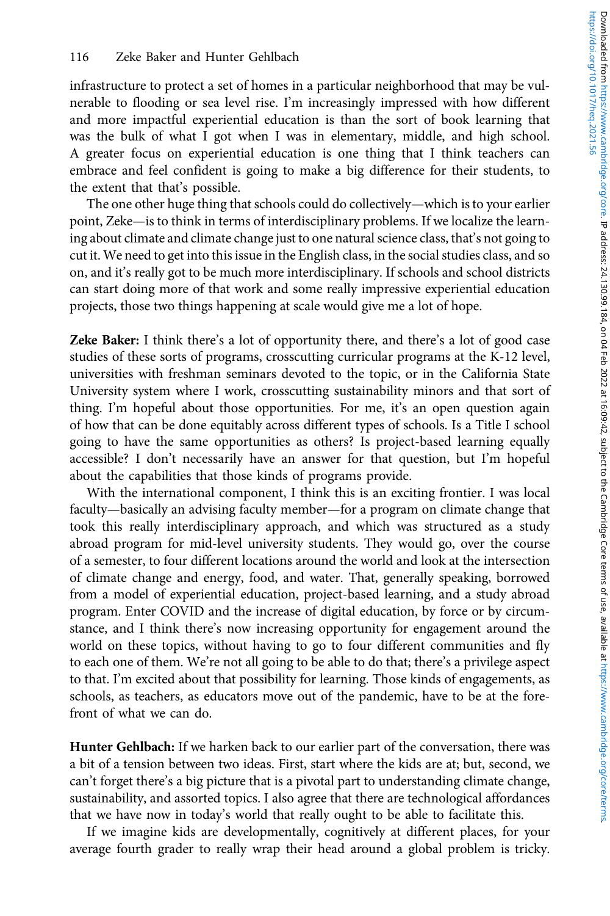infrastructure to protect a set of homes in a particular neighborhood that may be vulnerable to flooding or sea level rise. I'm increasingly impressed with how different and more impactful experiential education is than the sort of book learning that was the bulk of what I got when I was in elementary, middle, and high school. A greater focus on experiential education is one thing that I think teachers can embrace and feel confident is going to make a big difference for their students, to the extent that that's possible.

The one other huge thing that schools could do collectively—which is to your earlier point, Zeke—is to think in terms of interdisciplinary problems. If we localize the learning about climate and climate change just to one natural science class, that's not going to cut it. We need to get into this issue in the English class, in the social studies class, and so on, and it's really got to be much more interdisciplinary. If schools and school districts can start doing more of that work and some really impressive experiential education projects, those two things happening at scale would give me a lot of hope.

**Zeke Baker:** I think there's a lot of opportunity there, and there's a lot of good case studies of these sorts of programs, crosscutting curricular programs at the K-12 level, universities with freshman seminars devoted to the topic, or in the California State University system where I work, crosscutting sustainability minors and that sort of thing. I'm hopeful about those opportunities. For me, it's an open question again of how that can be done equitably across different types of schools. Is a Title I school going to have the same opportunities as others? Is project-based learning equally accessible? I don't necessarily have an answer for that question, but I'm hopeful about the capabilities that those kinds of programs provide.

With the international component, I think this is an exciting frontier. I was local faculty—basically an advising faculty member—for a program on climate change that took this really interdisciplinary approach, and which was structured as a study abroad program for mid-level university students. They would go, over the course of a semester, to four different locations around the world and look at the intersection of climate change and energy, food, and water. That, generally speaking, borrowed from a model of experiential education, project-based learning, and a study abroad program. Enter COVID and the increase of digital education, by force or by circumstance, and I think there's now increasing opportunity for engagement around the world on these topics, without having to go to four different communities and fly to each one of them. We're not all going to be able to do that; there's a privilege aspect to that. I'm excited about that possibility for learning. Those kinds of engagements, as schools, as teachers, as educators move out of the pandemic, have to be at the forefront of what we can do.

**Hunter Gehlbach:** If we harken back to our earlier part of the conversation, there was a bit of a tension between two ideas. First, start where the kids are at; but, second, we can't forget there's a big picture that is a pivotal part to understanding climate change, sustainability, and assorted topics. I also agree that there are technological affordances that we have now in today's world that really ought to be able to facilitate this.

If we imagine kids are developmentally, cognitively at different places, for your average fourth grader to really wrap their head around a global problem is tricky.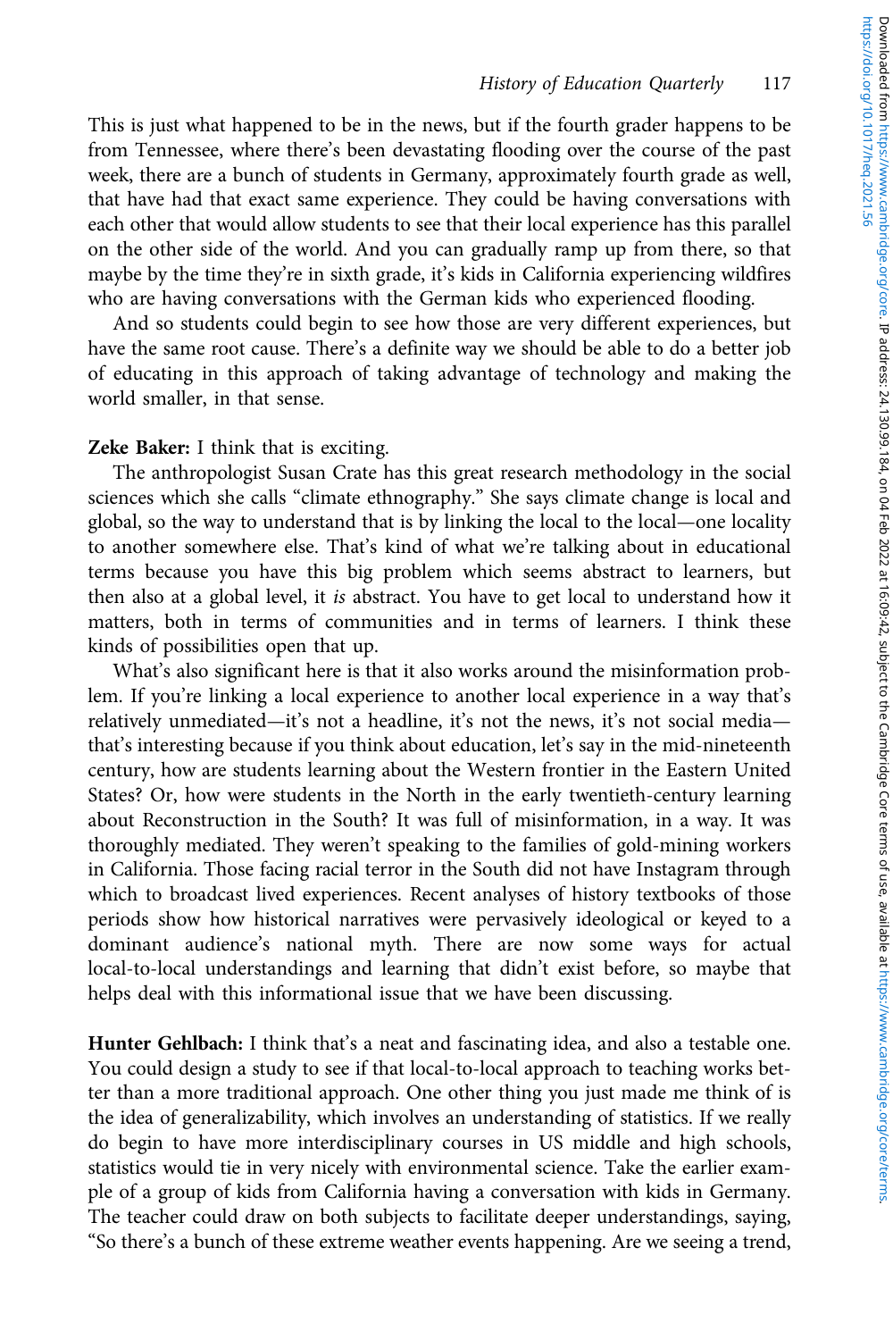This is just what happened to be in the news, but if the fourth grader happens to be from Tennessee, where there's been devastating flooding over the course of the past week, there are a bunch of students in Germany, approximately fourth grade as well, that have had that exact same experience. They could be having conversations with each other that would allow students to see that their local experience has this parallel on the other side of the world. And you can gradually ramp up from there, so that maybe by the time they're in sixth grade, it's kids in California experiencing wildfires who are having conversations with the German kids who experienced flooding.

And so students could begin to see how those are very different experiences, but have the same root cause. There's a definite way we should be able to do a better job of educating in this approach of taking advantage of technology and making the world smaller, in that sense.

**Zeke Baker:** I think that is exciting.

The anthropologist Susan Crate has this great research methodology in the social sciences which she calls "climate ethnography." She says climate change is local and global, so the way to understand that is by linking the local to the local—one locality to another somewhere else. That's kind of what we're talking about in educational terms because you have this big problem which seems abstract to learners, but then also at a global level, it *is* abstract. You have to get local to understand how it matters, both in terms of communities and in terms of learners. I think these kinds of possibilities open that up.

What's also significant here is that it also works around the misinformation problem. If you're linking a local experience to another local experience in a way that's relatively unmediated—it's not a headline, it's not the news, it's not social media—that's interesting because if you think about education, let's say in the mid-nineteenth century, how are students learning about the Western frontier in the Eastern United States? Or, how were students in the North in the early twentieth-century learning about Reconstruction in the South? It was full of misinformation, in a way. It was thoroughly mediated. They weren't speaking to the families of gold-mining workers in California. Those facing racial terror in the South did not have Instagram through which to broadcast lived experiences. Recent analyses of history textbooks of those periods show how historical narratives were pervasively ideological or keyed to a dominant audience's national myth. There are now some ways for actual local-to-local understandings and learning that didn't exist before, so maybe that helps deal with this informational issue that we have been discussing.

**Hunter Gehlbach:** I think that's a neat and fascinating idea, and also a testable one. You could design a study to see if that local-to-local approach to teaching works better than a more traditional approach. One other thing you just made me think of is the idea of generalizability, which involves an understanding of statistics. If we really do begin to have more interdisciplinary courses in US middle and high schools, statistics would tie in very nicely with environmental science. Take the earlier example of a group of kids from California having a conversation with kids in Germany. The teacher could draw on both subjects to facilitate deeper understandings, saying, "So there's a bunch of these extreme weather events happening. Are we seeing a trend,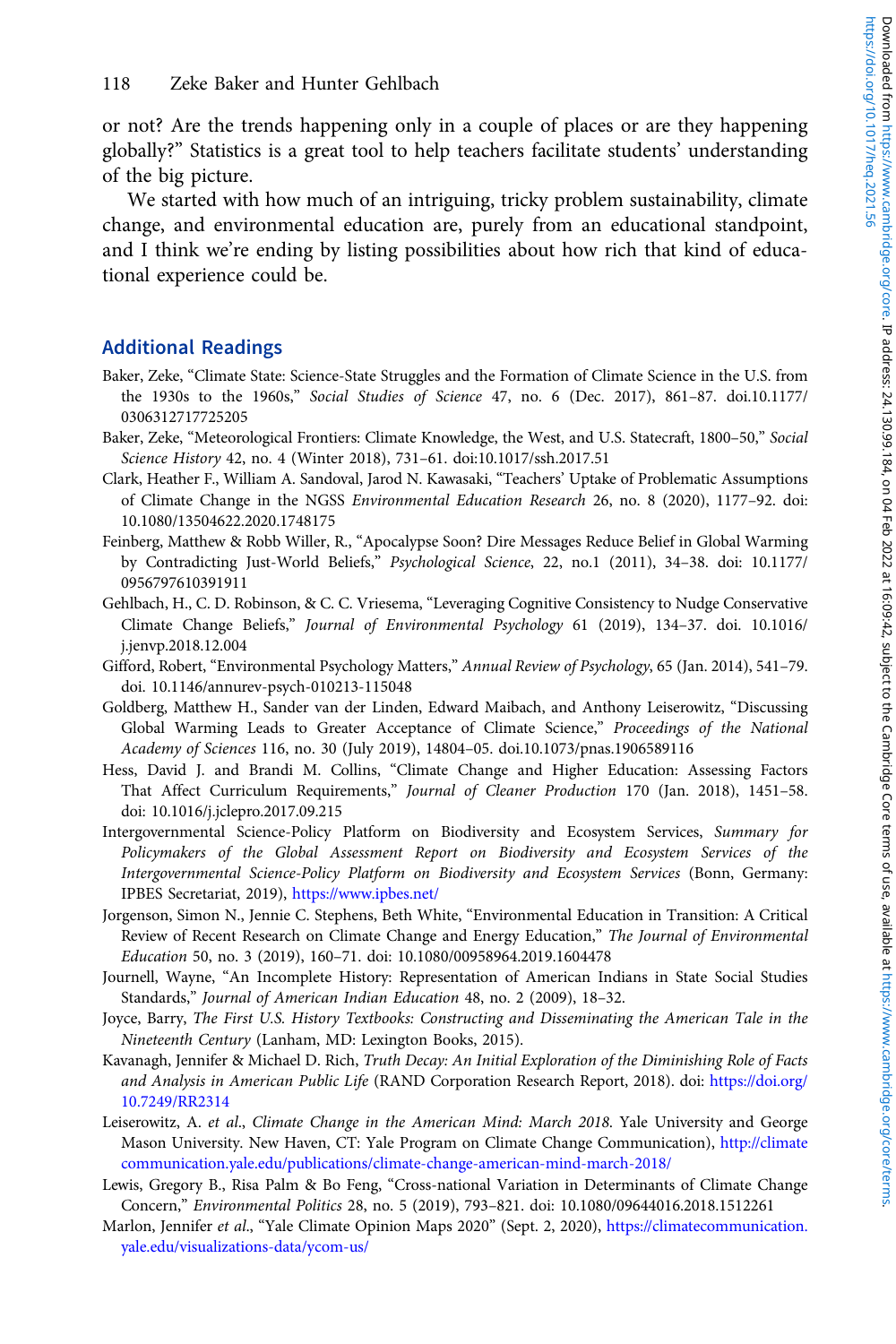or not? Are the trends happening only in a couple of places or are they happening globally?" Statistics is a great tool to help teachers facilitate students' understanding of the big picture.

We started with how much of an intriguing, tricky problem sustainability, climate change, and environmental education are, purely from an educational standpoint, and I think we're ending by listing possibilities about how rich that kind of educational experience could be.

## Additional Readings

Baker, Zeke, "Climate State: Science-State Struggles and the Formation of Climate Science in the U.S. from the 1930s to the 1960s," *Social Studies of Science* 47, no. 6 (Dec. 2017), 861–87. doi.10.1177/0306312717725205

Baker, Zeke, "Meteorological Frontiers: Climate Knowledge, the West, and U.S. Statecraft, 1800–50," *Social Science History* 42, no. 4 (Winter 2018), 731–61. doi:10.1017/ssh.2017.51

Clark, Heather F., William A. Sandoval, Jarod N. Kawasaki, "Teachers' Uptake of Problematic Assumptions of Climate Change in the NGSS *Environmental Education Research* 26, no. 8 (2020), 1177–92. doi: 10.1080/13504622.2020.1748175

Feinberg, Matthew & Robb Willer, R., "Apocalypse Soon? Dire Messages Reduce Belief in Global Warming by Contradicting Just-World Beliefs," *Psychological Science*, 22, no.1 (2011), 34–38. doi: 10.1177/0956797610391911

Gehlbach, H., C. D. Robinson, & C. C. Vriesema, "Leveraging Cognitive Consistency to Nudge Conservative Climate Change Beliefs," *Journal of Environmental Psychology* 61 (2019), 134–37. doi. 10.1016/j.jenvp.2018.12.004

Gifford, Robert, "Environmental Psychology Matters," *Annual Review of Psychology*, 65 (Jan. 2014), 541–79. doi. 10.1146/annurev-psych-010213-115048

Goldberg, Matthew H., Sander van der Linden, Edward Maibach, and Anthony Leiserowitz, "Discussing Global Warming Leads to Greater Acceptance of Climate Science," *Proceedings of the National Academy of Sciences* 116, no. 30 (July 2019), 14804–05. doi.10.1073/pnas.1906589116

Hess, David J. and Brandi M. Collins, "Climate Change and Higher Education: Assessing Factors That Affect Curriculum Requirements," *Journal of Cleaner Production* 170 (Jan. 2018), 1451–58. doi: 10.1016/j.jclepro.2017.09.215

Intergovernmental Science-Policy Platform on Biodiversity and Ecosystem Services, *Summary for Policymakers of the Global Assessment Report on Biodiversity and Ecosystem Services of the Intergovernmental Science-Policy Platform on Biodiversity and Ecosystem Services* (Bonn, Germany: IPBES Secretariat, 2019), https://www.ipbes.net/

Jorgenson, Simon N., Jennie C. Stephens, Beth White, "Environmental Education in Transition: A Critical Review of Recent Research on Climate Change and Energy Education," *The Journal of Environmental Education* 50, no. 3 (2019), 160–71. doi: 10.1080/00958964.2019.1604478

Journell, Wayne, "An Incomplete History: Representation of American Indians in State Social Studies Standards," *Journal of American Indian Education* 48, no. 2 (2009), 18–32.

Joyce, Barry, *The First U.S. History Textbooks: Constructing and Disseminating the American Tale in the Nineteenth Century* (Lanham, MD: Lexington Books, 2015).

Kavanagh, Jennifer & Michael D. Rich, *Truth Decay: An Initial Exploration of the Diminishing Role of Facts and Analysis in American Public Life* (RAND Corporation Research Report, 2018). doi: https://doi.org/10.7249/RR2314

Leiserowitz, A. *et al.*, *Climate Change in the American Mind: March 2018*. Yale University and George Mason University. New Haven, CT: Yale Program on Climate Change Communication), http://climatecommunication.yale.edu/publications/climate-change-american-mind-march-2018/

Lewis, Gregory B., Risa Palm & Bo Feng, "Cross-national Variation in Determinants of Climate Change Concern," *Environmental Politics* 28, no. 5 (2019), 793–821. doi: 10.1080/09644016.2018.1512261

Marlon, Jennifer *et al.*, "Yale Climate Opinion Maps 2020" (Sept. 2, 2020), https://climatecommunication.yale.edu/visualizations-data/ycom-us/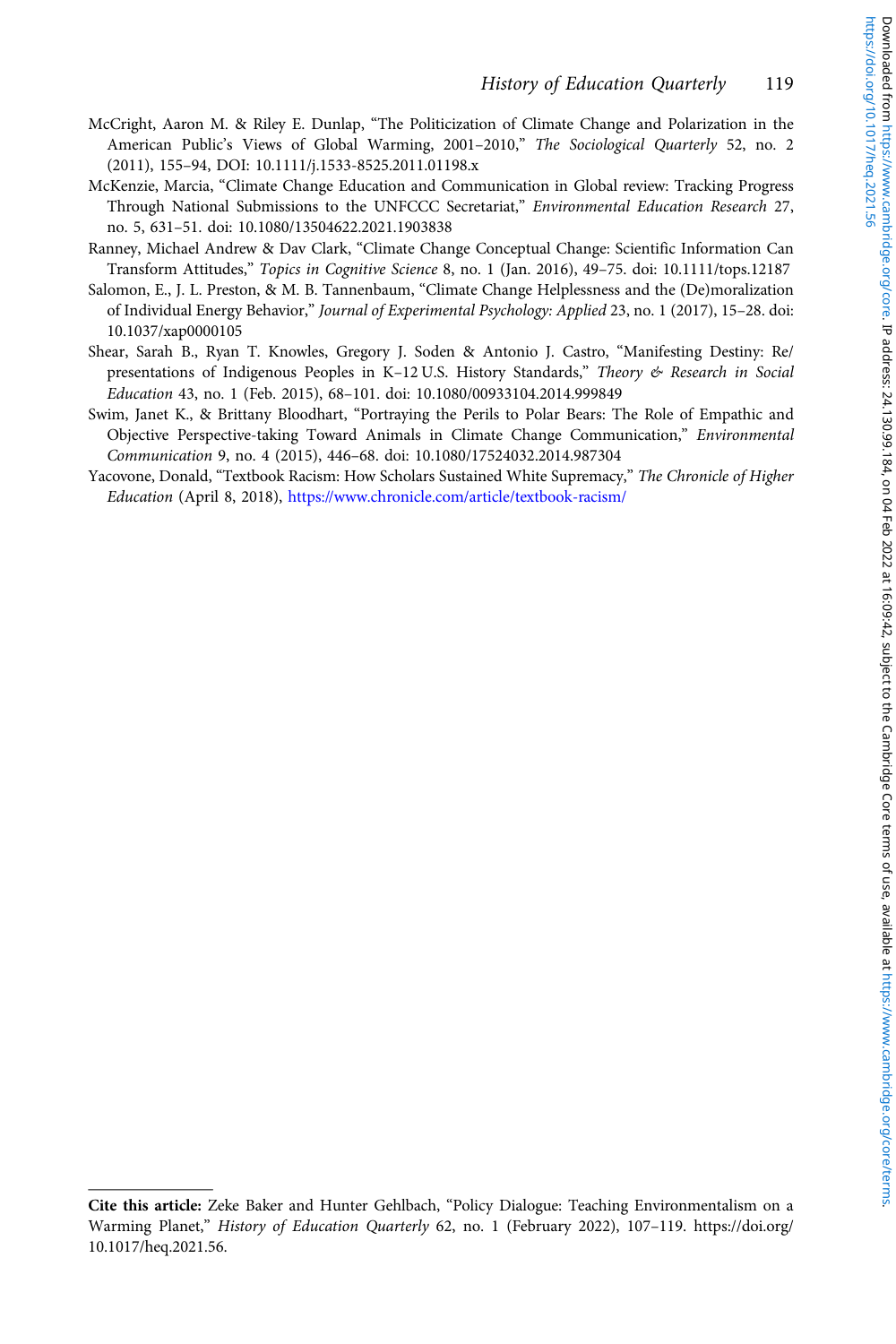McCright, Aaron M. & Riley E. Dunlap, "The Politicization of Climate Change and Polarization in the American Public's Views of Global Warming, 2001–2010," *The Sociological Quarterly* 52, no. 2 (2011), 155–94, DOI: 10.1111/j.1533-8525.2011.01198.x

McKenzie, Marcia, "Climate Change Education and Communication in Global review: Tracking Progress Through National Submissions to the UNFCCC Secretariat," *Environmental Education Research* 27, no. 5, 631–51. doi: 10.1080/13504622.2021.1903838

Ranney, Michael Andrew & Dav Clark, "Climate Change Conceptual Change: Scientific Information Can Transform Attitudes," *Topics in Cognitive Science* 8, no. 1 (Jan. 2016), 49–75. doi: 10.1111/tops.12187

Salomon, E., J. L. Preston, & M. B. Tannenbaum, "Climate Change Helplessness and the (De)moralization of Individual Energy Behavior," *Journal of Experimental Psychology: Applied* 23, no. 1 (2017), 15–28. doi: 10.1037/xap0000105

Shear, Sarah B., Ryan T. Knowles, Gregory J. Soden & Antonio J. Castro, "Manifesting Destiny: Re/presentations of Indigenous Peoples in K–12 U.S. History Standards," *Theory & Research in Social Education* 43, no. 1 (Feb. 2015), 68–101. doi: 10.1080/00933104.2014.999849

Swim, Janet K., & Brittany Bloodhart, "Portraying the Perils to Polar Bears: The Role of Empathic and Objective Perspective-taking Toward Animals in Climate Change Communication," *Environmental Communication* 9, no. 4 (2015), 446–68. doi: 10.1080/17524032.2014.987304

Yacovone, Donald, "Textbook Racism: How Scholars Sustained White Supremacy," *The Chronicle of Higher Education* (April 8, 2018), https://www.chronicle.com/article/textbook-racism/

**Cite this article:** Zeke Baker and Hunter Gehlbach, "Policy Dialogue: Teaching Environmentalism on a Warming Planet," *History of Education Quarterly* 62, no. 1 (February 2022), 107–119. https://doi.org/10.1017/heq.2021.56.